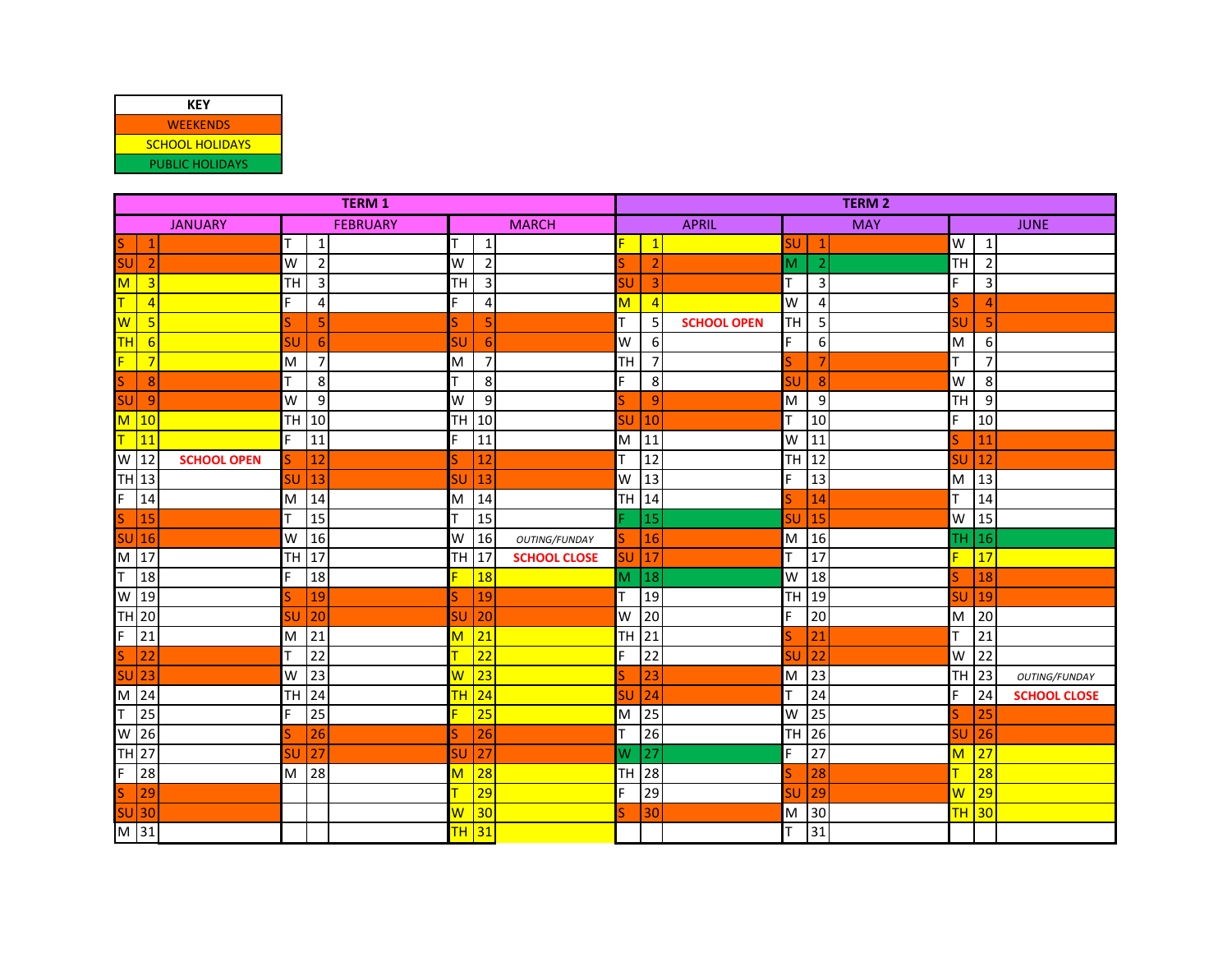| KEY |
|---|
| WEEKENDS |
| SCHOOL HOLIDAYS |
| PUBLIC HOLIDAYS |

| TERM 1 | | | | | | | | | TERM 2 | | | | | | | | |
|---|---|---|---|---|---|---|---|---|---|---|---|---|---|---|---|---|---|
| JANUARY | | | FEBRUARY | | | MARCH | | | APRIL | | | MAY | | | JUNE | | |
| S | 1 | | T | 1 | | T | 1 | | F | 1 | | SU | 1 | | W | 1 | |
| SU | 2 | | W | 2 | | W | 2 | | S | 2 | | M | 2 | | TH | 2 | |
| M | 3 | | TH | 3 | | TH | 3 | | SU | 3 | | T | 3 | | F | 3 | |
| T | 4 | | F | 4 | | F | 4 | | M | 4 | | W | 4 | | S | 4 | |
| W | 5 | | S | 5 | | S | 5 | | T | 5 | **SCHOOL OPEN** | TH | 5 | | SU | 5 | |
| TH | 6 | | SU | 6 | | SU | 6 | | W | 6 | | F | 6 | | M | 6 | |
| F | 7 | | M | 7 | | M | 7 | | TH | 7 | | S | 7 | | T | 7 | |
| S | 8 | | T | 8 | | T | 8 | | F | 8 | | SU | 8 | | W | 8 | |
| SU | 9 | | W | 9 | | W | 9 | | S | 9 | | M | 9 | | TH | 9 | |
| M | 10 | | TH | 10 | | TH | 10 | | SU | 10 | | T | 10 | | F | 10 | |
| T | 11 | | F | 11 | | F | 11 | | M | 11 | | W | 11 | | S | 11 | |
| W | 12 | **SCHOOL OPEN** | S | 12 | | S | 12 | | T | 12 | | TH | 12 | | SU | 12 | |
| TH | 13 | | SU | 13 | | SU | 13 | | W | 13 | | F | 13 | | M | 13 | |
| F | 14 | | M | 14 | | M | 14 | | TH | 14 | | S | 14 | | T | 14 | |
| S | 15 | | T | 15 | | T | 15 | | F | 15 | | SU | 15 | | W | 15 | |
| SU | 16 | | W | 16 | | W | 16 | *OUTING/FUNDAY* | S | 16 | | M | 16 | | TH | 16 | |
| M | 17 | | TH | 17 | | TH | 17 | **SCHOOL CLOSE** | SU | 17 | | T | 17 | | F | 17 | |
| T | 18 | | F | 18 | | F | 18 | | M | 18 | | W | 18 | | S | 18 | |
| W | 19 | | S | 19 | | S | 19 | | T | 19 | | TH | 19 | | SU | 19 | |
| TH | 20 | | SU | 20 | | SU | 20 | | W | 20 | | F | 20 | | M | 20 | |
| F | 21 | | M | 21 | | M | 21 | | TH | 21 | | S | 21 | | T | 21 | |
| S | 22 | | T | 22 | | T | 22 | | F | 22 | | SU | 22 | | W | 22 | |
| SU | 23 | | W | 23 | | W | 23 | | S | 23 | | M | 23 | | TH | 23 | *OUTING/FUNDAY* |
| M | 24 | | TH | 24 | | TH | 24 | | SU | 24 | | T | 24 | | F | 24 | **SCHOOL CLOSE** |
| T | 25 | | F | 25 | | F | 25 | | M | 25 | | W | 25 | | S | 25 | |
| W | 26 | | S | 26 | | S | 26 | | T | 26 | | TH | 26 | | SU | 26 | |
| TH | 27 | | SU | 27 | | SU | 27 | | W | 27 | | F | 27 | | M | 27 | |
| F | 28 | | M | 28 | | M | 28 | | TH | 28 | | S | 28 | | T | 28 | |
| S | 29 | | | | | T | 29 | | F | 29 | | SU | 29 | | W | 29 | |
| SU | 30 | | | | | W | 30 | | S | 30 | | M | 30 | | TH | 30 | |
| M | 31 | | | | | TH | 31 | | | | | T | 31 | | | | |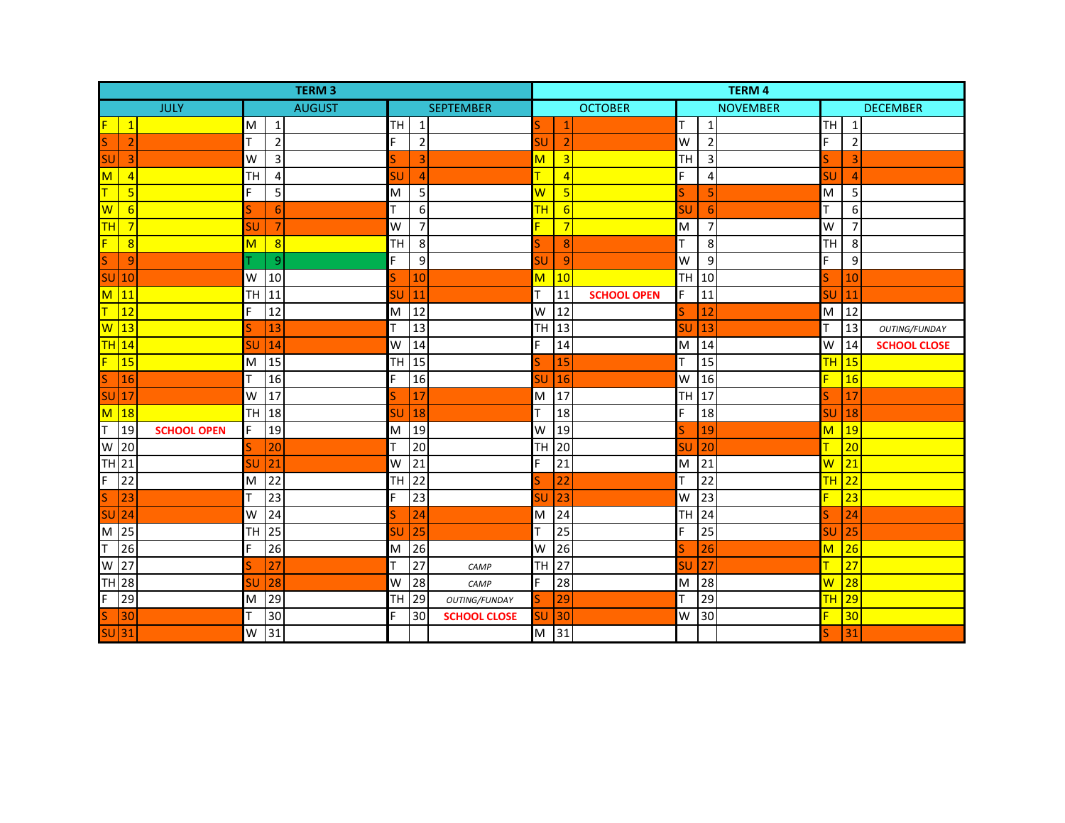| TERM 3 | | | | | | | | | TERM 4 | | | | | | | | |
|---|---|---|---|---|---|---|---|---|---|---|---|---|---|---|---|---|---|
| JULY | | | AUGUST | | | SEPTEMBER | | | OCTOBER | | | NOVEMBER | | | DECEMBER | | |
| F | 1 | | M | 1 | | TH | 1 | | S | 1 | | T | 1 | | TH | 1 | |
| S | 2 | | T | 2 | | F | 2 | | SU | 2 | | W | 2 | | F | 2 | |
| SU | 3 | | W | 3 | | S | 3 | | M | 3 | | TH | 3 | | S | 3 | |
| M | 4 | | TH | 4 | | SU | 4 | | T | 4 | | F | 4 | | SU | 4 | |
| T | 5 | | F | 5 | | M | 5 | | W | 5 | | S | 5 | | M | 5 | |
| W | 6 | | S | 6 | | T | 6 | | TH | 6 | | SU | 6 | | T | 6 | |
| TH | 7 | | SU | 7 | | W | 7 | | F | 7 | | M | 7 | | W | 7 | |
| F | 8 | | M | 8 | | TH | 8 | | S | 8 | | T | 8 | | TH | 8 | |
| S | 9 | | T | 9 | | F | 9 | | SU | 9 | | W | 9 | | F | 9 | |
| SU | 10 | | W | 10 | | S | 10 | | M | 10 | | TH | 10 | | S | 10 | |
| M | 11 | | TH | 11 | | SU | 11 | | T | 11 | **SCHOOL OPEN** | F | 11 | | SU | 11 | |
| T | 12 | | F | 12 | | M | 12 | | W | 12 | | S | 12 | | M | 12 | |
| W | 13 | | S | 13 | | T | 13 | | TH | 13 | | SU | 13 | | T | 13 | *OUTING/FUNDAY* |
| TH | 14 | | SU | 14 | | W | 14 | | F | 14 | | M | 14 | | W | 14 | **SCHOOL CLOSE** |
| F | 15 | | M | 15 | | TH | 15 | | S | 15 | | T | 15 | | TH | 15 | |
| S | 16 | | T | 16 | | F | 16 | | SU | 16 | | W | 16 | | F | 16 | |
| SU | 17 | | W | 17 | | S | 17 | | M | 17 | | TH | 17 | | S | 17 | |
| M | 18 | | TH | 18 | | SU | 18 | | T | 18 | | F | 18 | | SU | 18 | |
| T | 19 | **SCHOOL OPEN** | F | 19 | | M | 19 | | W | 19 | | S | 19 | | M | 19 | |
| W | 20 | | S | 20 | | T | 20 | | TH | 20 | | SU | 20 | | T | 20 | |
| TH | 21 | | SU | 21 | | W | 21 | | F | 21 | | M | 21 | | W | 21 | |
| F | 22 | | M | 22 | | TH | 22 | | S | 22 | | T | 22 | | TH | 22 | |
| S | 23 | | T | 23 | | F | 23 | | SU | 23 | | W | 23 | | F | 23 | |
| SU | 24 | | W | 24 | | S | 24 | | M | 24 | | TH | 24 | | S | 24 | |
| M | 25 | | TH | 25 | | SU | 25 | | T | 25 | | F | 25 | | SU | 25 | |
| T | 26 | | F | 26 | | M | 26 | | W | 26 | | S | 26 | | M | 26 | |
| W | 27 | | S | 27 | | T | 27 | *CAMP* | TH | 27 | | SU | 27 | | T | 27 | |
| TH | 28 | | SU | 28 | | W | 28 | *CAMP* | F | 28 | | M | 28 | | W | 28 | |
| F | 29 | | M | 29 | | TH | 29 | *OUTING/FUNDAY* | S | 29 | | T | 29 | | TH | 29 | |
| S | 30 | | T | 30 | | F | 30 | **SCHOOL CLOSE** | SU | 30 | | W | 30 | | F | 30 | |
| SU | 31 | | W | 31 | | | | | M | 31 | | | | | S | 31 | |